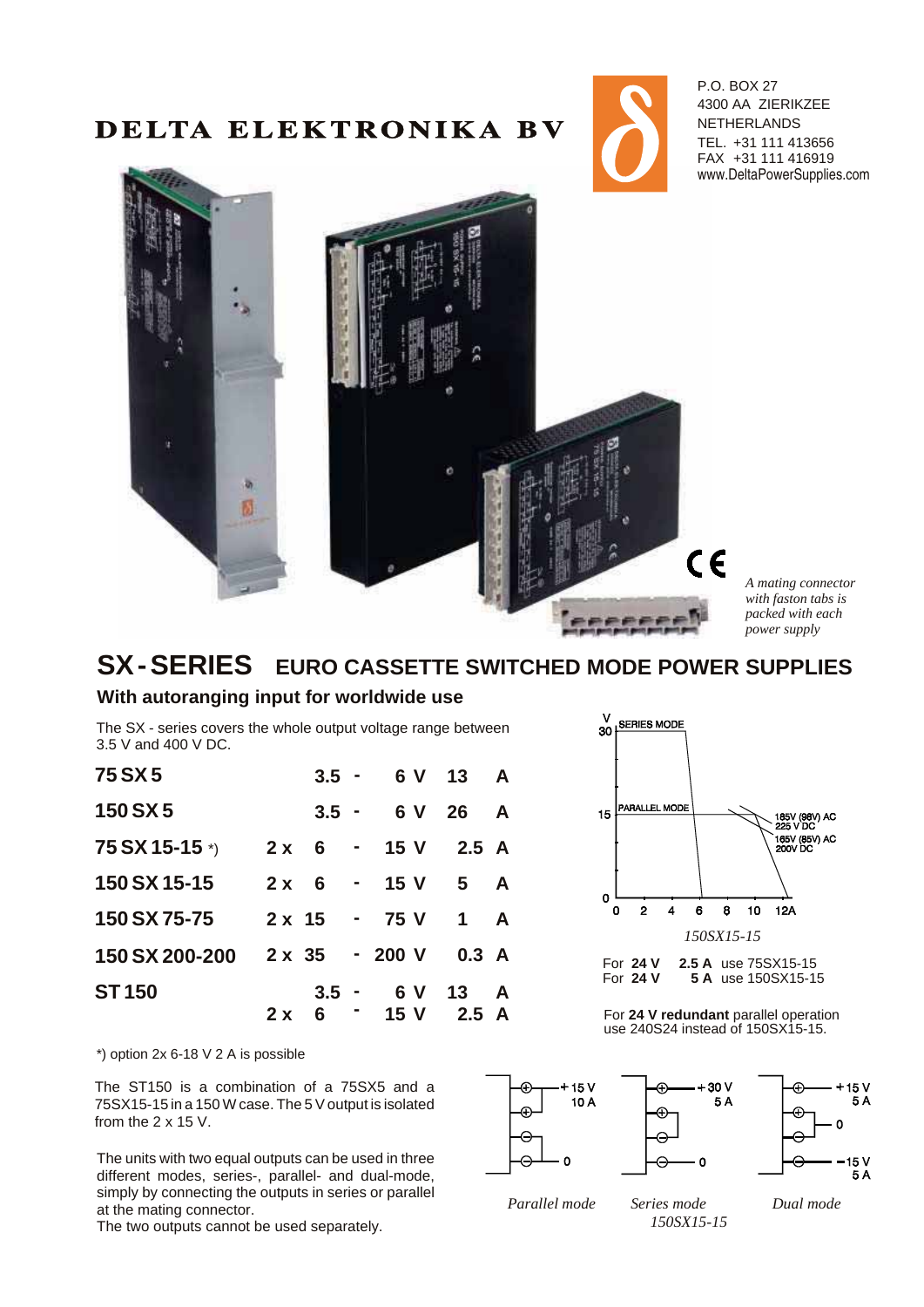# DELTA ELEKTRONIKA BV

P.O. BOX 27
4300 AA ZIERIKZEE
NETHERLANDS
TEL. +31 111 413656
FAX +31 111 416919
www.DeltaPowerSupplies.com

*A mating connector with faston tabs is packed with each power supply*

## SX-SERIES EURO CASSETTE SWITCHED MODE POWER SUPPLIES

### With autoranging input for worldwide use

The SX - series covers the whole output voltage range between 3.5 V and 400 V DC.

| Model | | Voltage | Current |
|---|---|---|---|
| **75 SX 5** | | 3.5 - 6 V | 13 A |
| **150 SX 5** | | 3.5 - 6 V | 26 A |
| **75 SX 15-15** *) | 2 x | 6 - 15 V | 2.5 A |
| **150 SX 15-15** | 2 x | 6 - 15 V | 5 A |
| **150 SX 75-75** | 2 x | 15 - 75 V | 1 A |
| **150 SX 200-200** | 2 x | 35 - 200 V | 0.3 A |
| **ST 150** | | 3.5 - 6 V | 13 A |
| | 2 x | 6 - 15 V | 2.5 A |

*) option 2x 6-18 V 2 A is possible

The ST150 is a combination of a 75SX5 and a 75SX15-15 in a 150 W case. The 5 V output is isolated from the 2 x 15 V.

The units with two equal outputs can be used in three different modes, series-, parallel- and dual-mode, simply by connecting the outputs in series or parallel at the mating connector.
The two outputs cannot be used separately.

*150SX15-15*

For **24 V** **2.5 A** use 75SX15-15
For **24 V** **5 A** use 150SX15-15

For **24 V redundant** parallel operation use 240S24 instead of 150SX15-15.

*Parallel mode* *Series mode* *Dual mode*
*150SX15-15*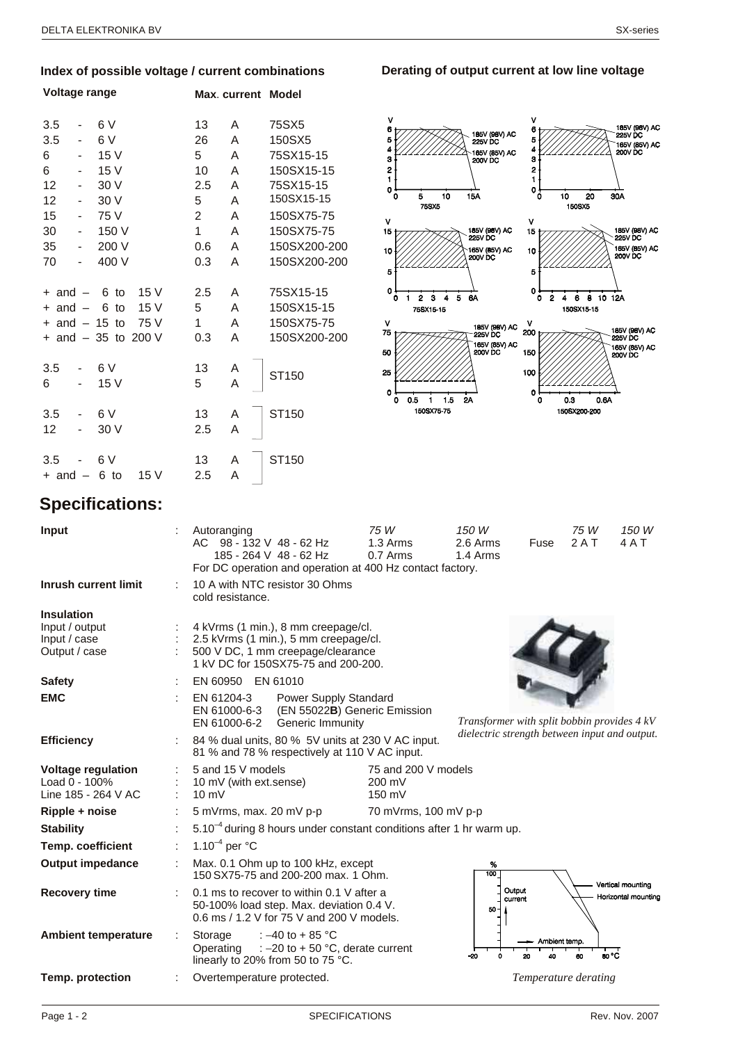## Index of possible voltage / current combinations

| Voltage range | Max. current | Model |
|---|---|---|
| 3.5 - 6 V | 13 A | 75SX5 |
| 3.5 - 6 V | 26 A | 150SX5 |
| 6 - 15 V | 5 A | 75SX15-15 |
| 6 - 15 V | 10 A | 150SX15-15 |
| 12 - 30 V | 2.5 A | 75SX15-15 |
| 12 - 30 V | 5 A | 150SX15-15 |
| 15 - 75 V | 2 A | 150SX75-75 |
| 30 - 150 V | 1 A | 150SX75-75 |
| 35 - 200 V | 0.6 A | 150SX200-200 |
| 70 - 400 V | 0.3 A | 150SX200-200 |
| + and – 6 to 15 V | 2.5 A | 75SX15-15 |
| + and – 6 to 15 V | 5 A | 150SX15-15 |
| + and – 15 to 75 V | 1 A | 150SX75-75 |
| + and – 35 to 200 V | 0.3 A | 150SX200-200 |
| 3.5 - 6 V<br>6 - 15 V | 13 A<br>5 A | ST150 |
| 3.5 - 6 V<br>12 - 30 V | 13 A<br>2.5 A | ST150 |
| 3.5 - 6 V<br>+ and – 6 to 15 V | 13 A<br>2.5 A | ST150 |

## Derating of output current at low line voltage

75SX5, 150SX5, 75SX15-15, 150SX15-15, 150SX75-75, 150SX200-200: 185V (96V) AC 225V DC; 165V (85V) AC 200V DC

## Specifications:

**Input** : Autoranging

| | 75 W | 150 W | | 75 W | 150 W |
|---|---|---|---|---|---|
| AC 98 - 132 V 48 - 62 Hz | 1.3 Arms | 2.6 Arms | Fuse | 2 A T | 4 A T |
| 185 - 264 V 48 - 62 Hz | 0.7 Arms | 1.4 Arms | | | |

For DC operation and operation at 400 Hz contact factory.

**Inrush current limit** : 10 A with NTC resistor 30 Ohms cold resistance.

**Insulation**
- Input / output : 4 kVrms (1 min.), 8 mm creepage/cl.
- Input / case : 2.5 kVrms (1 min.), 5 mm creepage/cl.
- Output / case : 500 V DC, 1 mm creepage/clearance 1 kV DC for 150SX75-75 and 200-200.

**Safety** : EN 60950 EN 61010

**EMC** : EN 61204-3 Power Supply Standard
EN 61000-6-3 (EN 55022**B**) Generic Emission
EN 61000-6-2 Generic Immunity

*Transformer with split bobbin provides 4 kV dielectric strength between input and output.*

**Efficiency** : 84 % dual units, 80 % 5V units at 230 V AC input. 81 % and 78 % respectively at 110 V AC input.

**Voltage regulation** : 5 and 15 V models / 75 and 200 V models
- Load 0 - 100% : 10 mV (with ext.sense) / 200 mV
- Line 185 - 264 V AC : 10 mV / 150 mV

**Ripple + noise** : 5 mVrms, max. 20 mV p-p / 70 mVrms, 100 mV p-p

**Stability** : $5.10^{-4}$ during 8 hours under constant conditions after 1 hr warm up.

**Temp. coefficient** : $1.10^{-4}$ per °C

**Output impedance** : Max. 0.1 Ohm up to 100 kHz, except 150 SX75-75 and 200-200 max. 1 Ohm.

**Recovery time** : 0.1 ms to recover to within 0.1 V after a 50-100% load step. Max. deviation 0.4 V. 0.6 ms / 1.2 V for 75 V and 200 V models.

**Ambient temperature** : Storage : –40 to + 85 °C
Operating : –20 to + 50 °C, derate current linearly to 20% from 50 to 75 °C.

**Temp. protection** : Overtemperature protected.

*Temperature derating*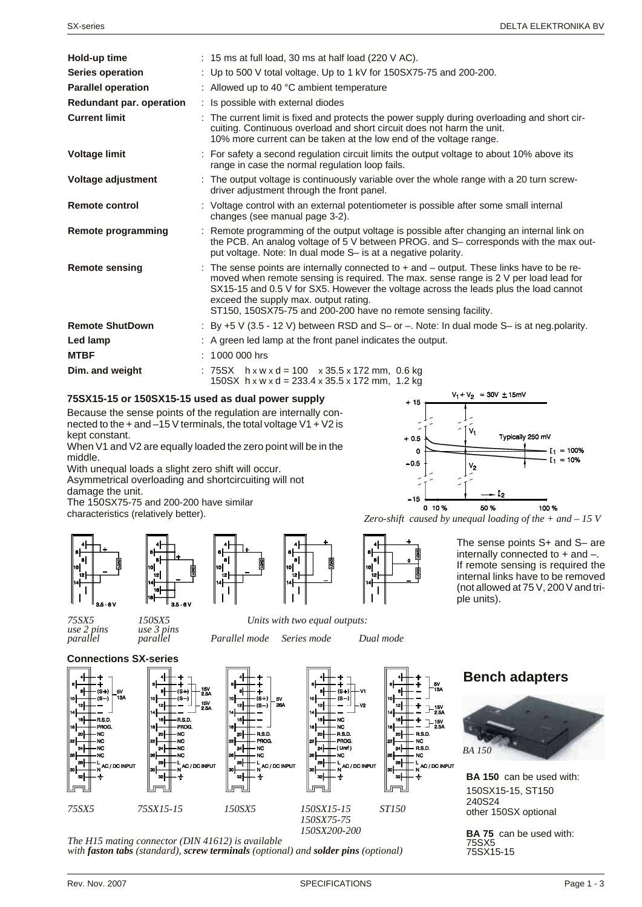| | |
|---|---|
| **Hold-up time** | : 15 ms at full load, 30 ms at half load (220 V AC). |
| **Series operation** | : Up to 500 V total voltage. Up to 1 kV for 150SX75-75 and 200-200. |
| **Parallel operation** | : Allowed up to 40 °C ambient temperature |
| **Redundant par. operation** | : Is possible with external diodes |
| **Current limit** | : The current limit is fixed and protects the power supply during overloading and short circuiting. Continuous overload and short circuit does not harm the unit. 10% more current can be taken at the low end of the voltage range. |
| **Voltage limit** | : For safety a second regulation circuit limits the output voltage to about 10% above its range in case the normal regulation loop fails. |
| **Voltage adjustment** | : The output voltage is continuously variable over the whole range with a 20 turn screwdriver adjustment through the front panel. |
| **Remote control** | : Voltage control with an external potentiometer is possible after some small internal changes (see manual page 3-2). |
| **Remote programming** | : Remote programming of the output voltage is possible after changing an internal link on the PCB. An analog voltage of 5 V between PROG. and S– corresponds with the max output voltage. Note: In dual mode S– is at a negative polarity. |
| **Remote sensing** | : The sense points are internally connected to + and – output. These links have to be removed when remote sensing is required. The max. sense range is 2 V per load lead for SX15-15 and 0.5 V for SX5. However the voltage across the leads plus the load cannot exceed the supply max. output rating. ST150, 150SX75-75 and 200-200 have no remote sensing facility. |
| **Remote ShutDown** | : By +5 V (3.5 - 12 V) between RSD and S– or –. Note: In dual mode S– is at neg.polarity. |
| **Led lamp** | : A green led lamp at the front panel indicates the output. |
| **MTBF** | : 1 000 000 hrs |
| **Dim. and weight** | : 75SX h x w x d = 100 x 35.5 x 172 mm, 0.6 kg<br>150SX h x w x d = 233.4 x 35.5 x 172 mm, 1.2 kg |

### 75SX15-15 or 150SX15-15 used as dual power supply

Because the sense points of the regulation are internally connected to the + and –15 V terminals, the total voltage V1 + V2 is kept constant.
When V1 and V2 are equally loaded the zero point will be in the middle.
With unequal loads a slight zero shift will occur.
Asymmetrical overloading and shortcircuiting will not damage the unit.
The 150SX75-75 and 200-200 have similar characteristics (relatively better).

*Zero-shift caused by unequal loading of the + and – 15 V*

*75SX5 use 2 pins parallel* &nbsp; *150SX5 use 3 pins parallel* &nbsp; *Units with two equal outputs: Parallel mode, Series mode, Dual mode*

The sense points S+ and S– are internally connected to + and –. If remote sensing is required the internal links have to be removed (not allowed at 75 V, 200 V and triple units).

### Connections SX-series

*75SX5* &nbsp; *75SX15-15* &nbsp; *150SX5* &nbsp; *150SX15-15, 150SX75-75, 150SX200-200* &nbsp; *ST150*

*The H15 mating connector (DIN 41612) is available with **faston tabs** (standard), **screw terminals** (optional) and **solder pins** (optional)*

## Bench adapters

*BA 150*

**BA 150** can be used with:
150SX15-15, ST150
240S24
other 150SX optional

**BA 75** can be used with:
75SX5
75SX15-15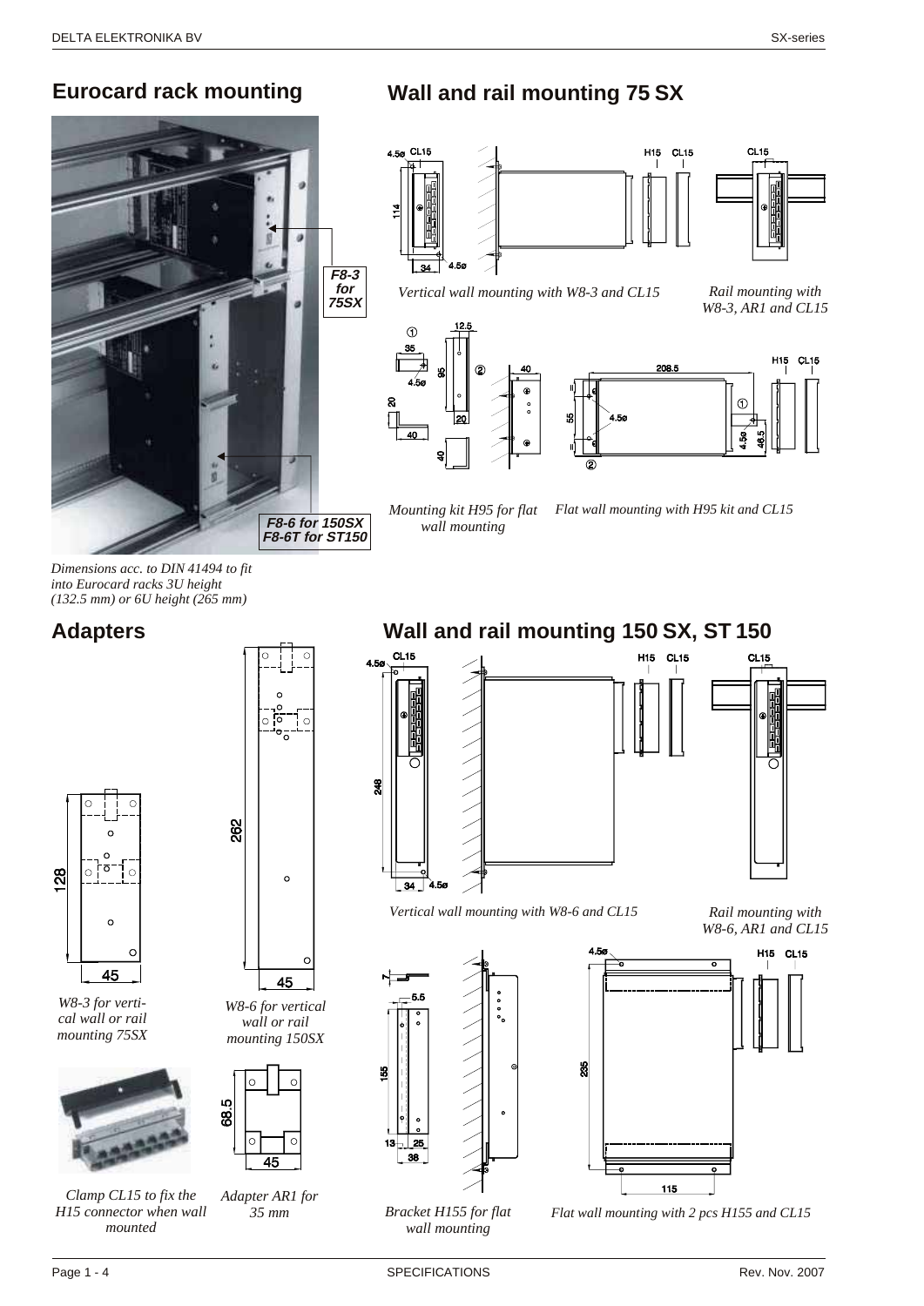## Eurocard rack mounting

F8-3 for 75SX

F8-6 for 150SX
F8-6T for ST150

*Dimensions acc. to DIN 41494 to fit into Eurocard racks 3U height (132.5 mm) or 6U height (265 mm)*

## Wall and rail mounting 75 SX

4.5ø CL15
114
34
4.5ø
H15 CL15
CL15

*Vertical wall mounting with W8-3 and CL15*

*Rail mounting with W8-3, AR1 and CL15*

① 35 4.5ø 20 40 12.5 95 ② 40 20 40

208.5 55 4.5ø ① 4.5ø 46.5 ② H15 CL15

*Mounting kit H95 for flat wall mounting*

*Flat wall mounting with H95 kit and CL15*

## Adapters

128
45

*W8-3 for vertical wall or rail mounting 75SX*

262
45

*W8-6 for vertical wall or rail mounting 150SX*

*Clamp CL15 to fix the H15 connector when wall mounted*

68.5
45

*Adapter AR1 for 35 mm*

## Wall and rail mounting 150 SX, ST 150

4.5ø CL15
248
34 4.5ø
H15 CL15
CL15

*Vertical wall mounting with W8-6 and CL15*

*Rail mounting with W8-6, AR1 and CL15*

7
5.5
155
13 25
38

*Bracket H155 for flat wall mounting*

4.5ø
H15 CL15
235
115

*Flat wall mounting with 2 pcs H155 and CL15*